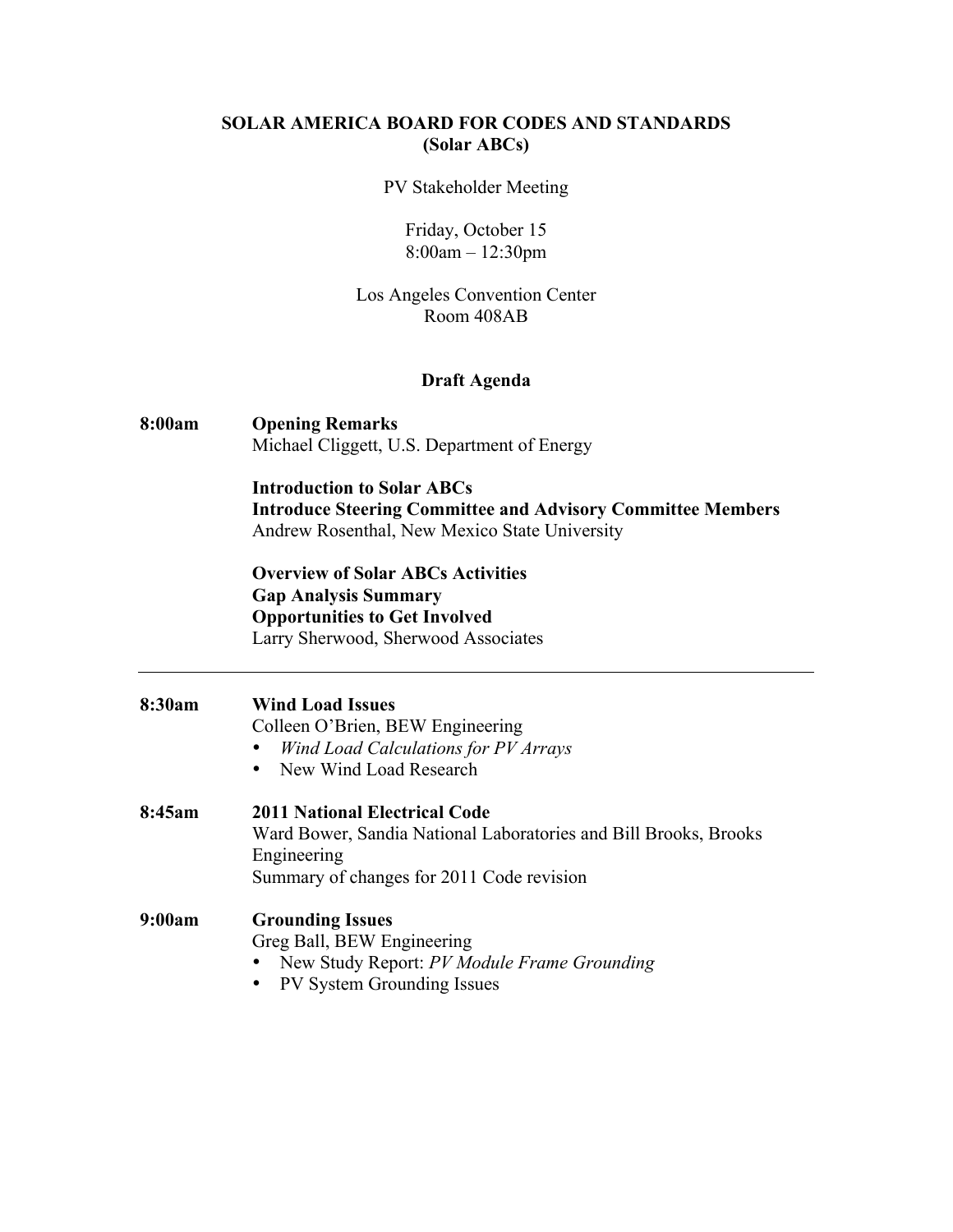# SOLAR AMERICA BOARD FOR CODES AND STANDARDS
## (Solar ABCs)

PV Stakeholder Meeting

Friday, October 15
8:00am – 12:30pm

Los Angeles Convention Center
Room 408AB

### Draft Agenda

**8:00am** **Opening Remarks**
Michael Cliggett, U.S. Department of Energy

**Introduction to Solar ABCs**
**Introduce Steering Committee and Advisory Committee Members**
Andrew Rosenthal, New Mexico State University

**Overview of Solar ABCs Activities**
**Gap Analysis Summary**
**Opportunities to Get Involved**
Larry Sherwood, Sherwood Associates

---

**8:30am** **Wind Load Issues**
Colleen O'Brien, BEW Engineering

- *Wind Load Calculations for PV Arrays*
- New Wind Load Research

**8:45am** **2011 National Electrical Code**
Ward Bower, Sandia National Laboratories and Bill Brooks, Brooks Engineering
Summary of changes for 2011 Code revision

**9:00am** **Grounding Issues**
Greg Ball, BEW Engineering

- New Study Report: *PV Module Frame Grounding*
- PV System Grounding Issues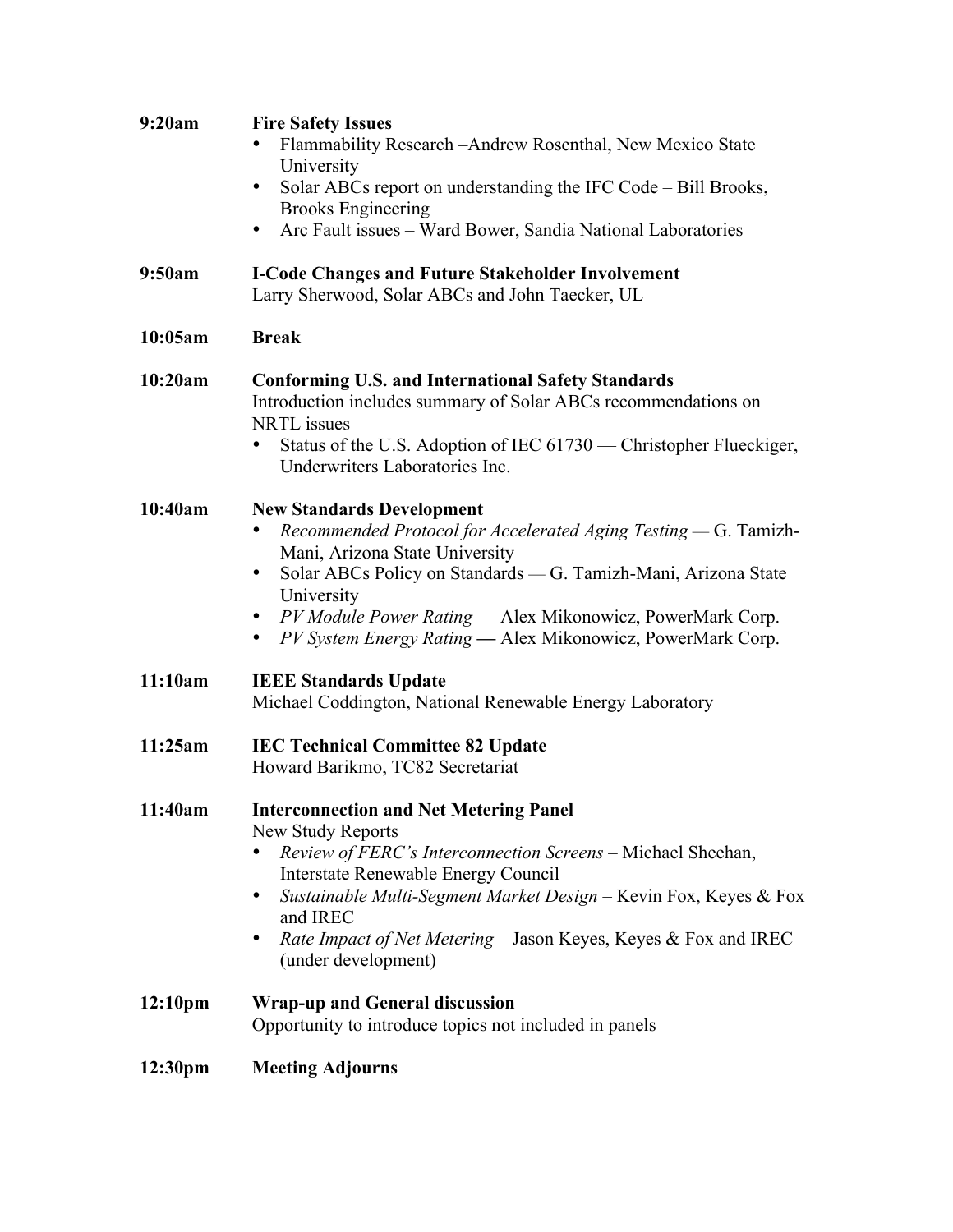**9:20am** **Fire Safety Issues**

- Flammability Research –Andrew Rosenthal, New Mexico State University
- Solar ABCs report on understanding the IFC Code – Bill Brooks, Brooks Engineering
- Arc Fault issues – Ward Bower, Sandia National Laboratories

**9:50am** **I-Code Changes and Future Stakeholder Involvement**

Larry Sherwood, Solar ABCs and John Taecker, UL

**10:05am** **Break**

**10:20am** **Conforming U.S. and International Safety Standards**

Introduction includes summary of Solar ABCs recommendations on NRTL issues

- Status of the U.S. Adoption of IEC 61730 — Christopher Flueckiger, Underwriters Laboratories Inc.

**10:40am** **New Standards Development**

- *Recommended Protocol for Accelerated Aging Testing* — G. Tamizh-Mani, Arizona State University
- Solar ABCs Policy on Standards — G. Tamizh-Mani, Arizona State University
- *PV Module Power Rating* — Alex Mikonowicz, PowerMark Corp.
- *PV System Energy Rating* **—** Alex Mikonowicz, PowerMark Corp.

**11:10am** **IEEE Standards Update**

Michael Coddington, National Renewable Energy Laboratory

**11:25am** **IEC Technical Committee 82 Update**

Howard Barikmo, TC82 Secretariat

**11:40am** **Interconnection and Net Metering Panel**

New Study Reports

- *Review of FERC's Interconnection Screens* – Michael Sheehan, Interstate Renewable Energy Council
- *Sustainable Multi-Segment Market Design* – Kevin Fox, Keyes & Fox and IREC
- *Rate Impact of Net Metering* – Jason Keyes, Keyes & Fox and IREC (under development)

**12:10pm** **Wrap-up and General discussion**

Opportunity to introduce topics not included in panels

**12:30pm** **Meeting Adjourns**